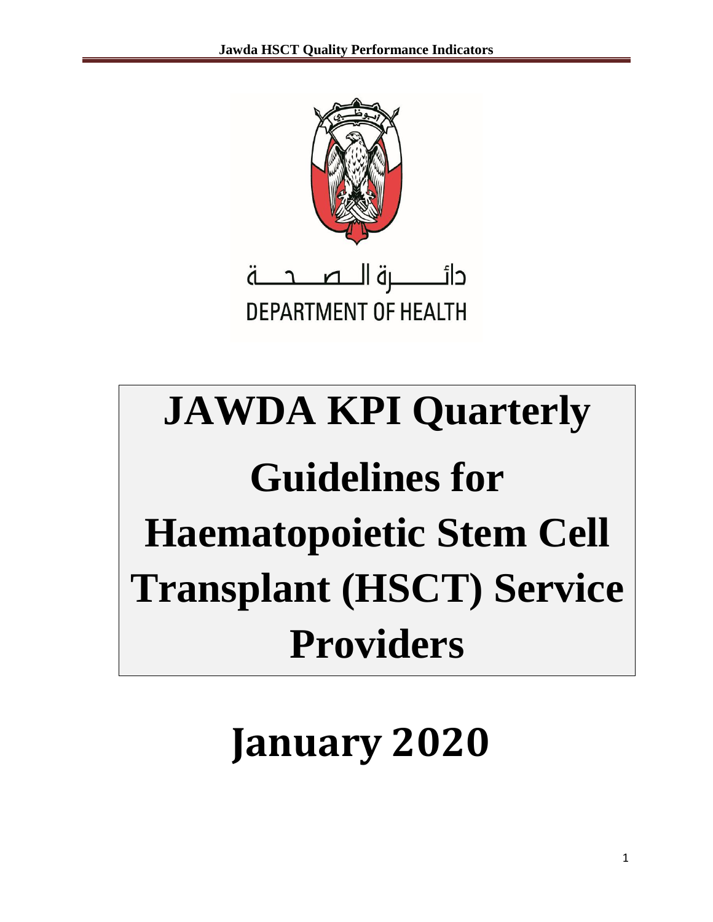دائـــــــرة الـــصـــحـــة

DEPARTMENT OF HEALTH

# JAWDA KPI Quarterly Guidelines for Haematopoietic Stem Cell Transplant (HSCT) Service Providers

# January 2020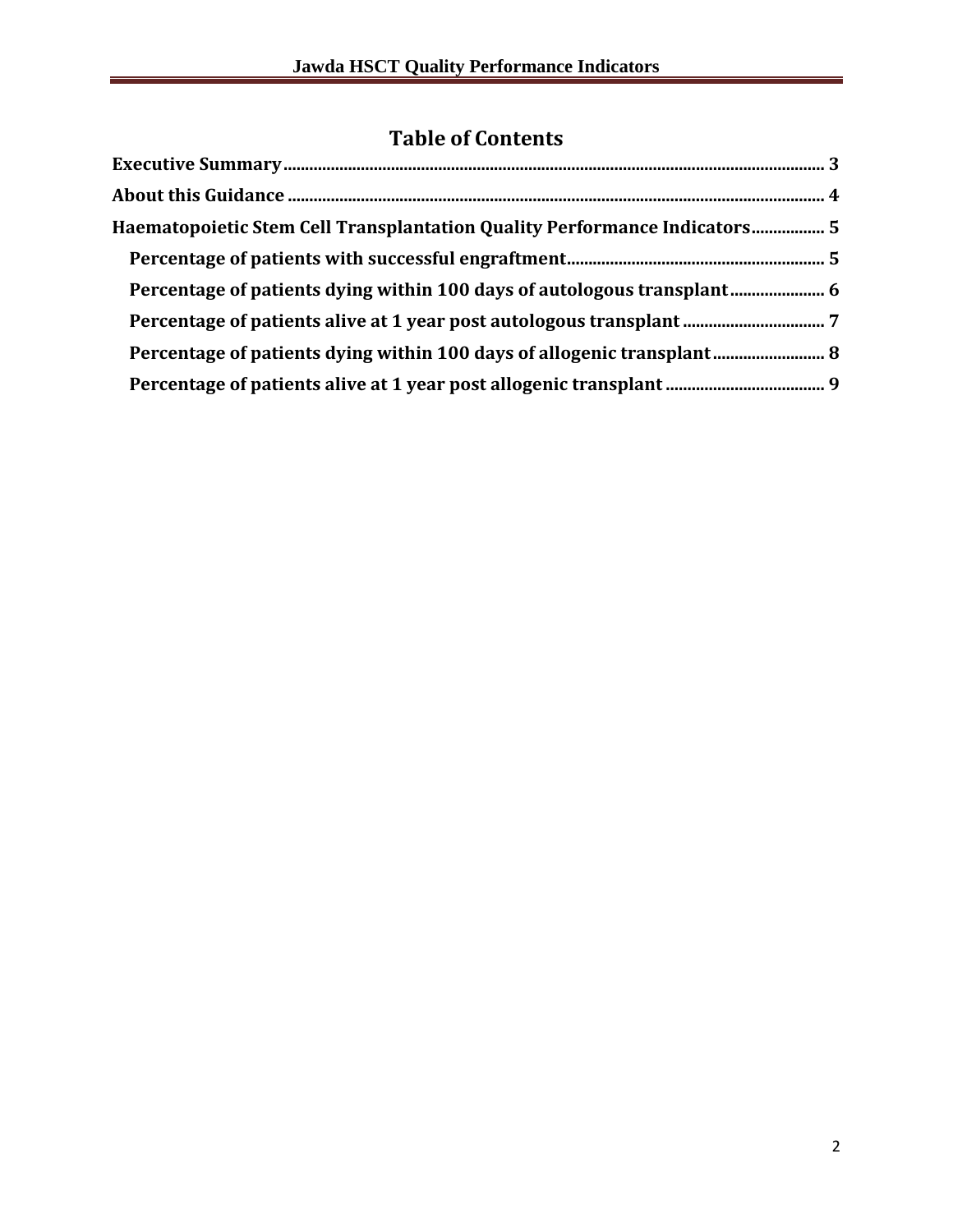# Table of Contents

**Executive Summary** ........................................................................................................ **3**

**About this Guidance** ...................................................................................................... **4**

**Haematopoietic Stem Cell Transplantation Quality Performance Indicators** ................ **5**

- **Percentage of patients with successful engraftment** ................................................. **5**
- **Percentage of patients dying within 100 days of autologous transplant** ..................... **6**
- **Percentage of patients alive at 1 year post autologous transplant** ............................. **7**
- **Percentage of patients dying within 100 days of allogenic transplant** ......................... **8**
- **Percentage of patients alive at 1 year post allogenic transplant** ................................. **9**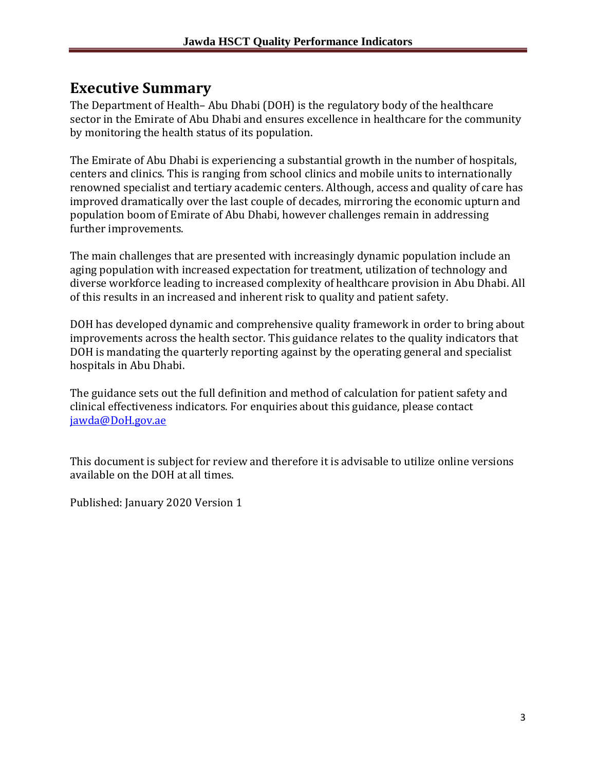# Executive Summary

The Department of Health– Abu Dhabi (DOH) is the regulatory body of the healthcare sector in the Emirate of Abu Dhabi and ensures excellence in healthcare for the community by monitoring the health status of its population.

The Emirate of Abu Dhabi is experiencing a substantial growth in the number of hospitals, centers and clinics. This is ranging from school clinics and mobile units to internationally renowned specialist and tertiary academic centers. Although, access and quality of care has improved dramatically over the last couple of decades, mirroring the economic upturn and population boom of Emirate of Abu Dhabi, however challenges remain in addressing further improvements.

The main challenges that are presented with increasingly dynamic population include an aging population with increased expectation for treatment, utilization of technology and diverse workforce leading to increased complexity of healthcare provision in Abu Dhabi. All of this results in an increased and inherent risk to quality and patient safety.

DOH has developed dynamic and comprehensive quality framework in order to bring about improvements across the health sector. This guidance relates to the quality indicators that DOH is mandating the quarterly reporting against by the operating general and specialist hospitals in Abu Dhabi.

The guidance sets out the full definition and method of calculation for patient safety and clinical effectiveness indicators. For enquiries about this guidance, please contact [jawda@DoH.gov.ae](mailto:jawda@DoH.gov.ae)

This document is subject for review and therefore it is advisable to utilize online versions available on the DOH at all times.

Published: January 2020 Version 1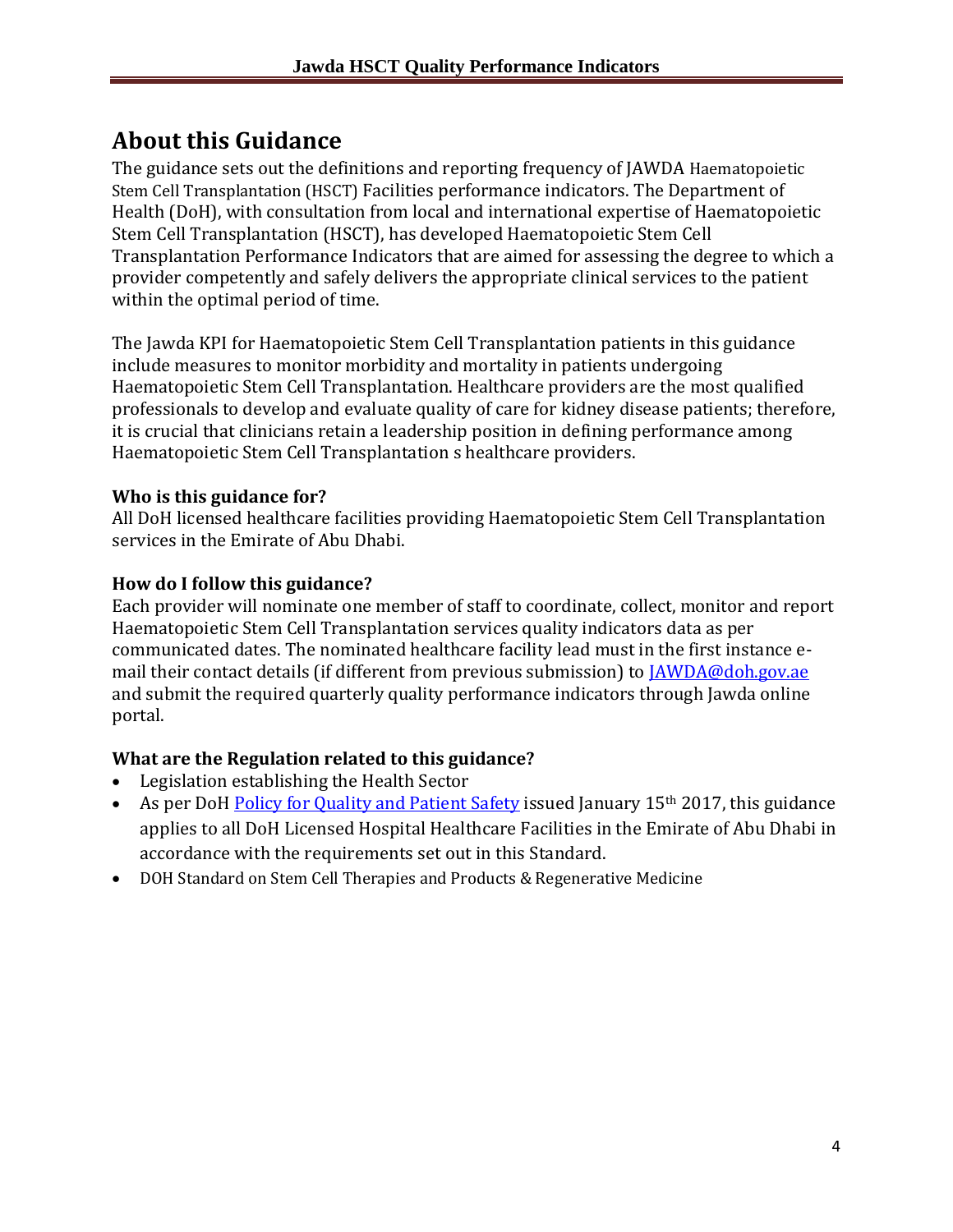# About this Guidance

The guidance sets out the definitions and reporting frequency of JAWDA Haematopoietic Stem Cell Transplantation (HSCT) Facilities performance indicators. The Department of Health (DoH), with consultation from local and international expertise of Haematopoietic Stem Cell Transplantation (HSCT), has developed Haematopoietic Stem Cell Transplantation Performance Indicators that are aimed for assessing the degree to which a provider competently and safely delivers the appropriate clinical services to the patient within the optimal period of time.

The Jawda KPI for Haematopoietic Stem Cell Transplantation patients in this guidance include measures to monitor morbidity and mortality in patients undergoing Haematopoietic Stem Cell Transplantation. Healthcare providers are the most qualified professionals to develop and evaluate quality of care for kidney disease patients; therefore, it is crucial that clinicians retain a leadership position in defining performance among Haematopoietic Stem Cell Transplantation s healthcare providers.

### Who is this guidance for?

All DoH licensed healthcare facilities providing Haematopoietic Stem Cell Transplantation services in the Emirate of Abu Dhabi.

### How do I follow this guidance?

Each provider will nominate one member of staff to coordinate, collect, monitor and report Haematopoietic Stem Cell Transplantation services quality indicators data as per communicated dates. The nominated healthcare facility lead must in the first instance e-mail their contact details (if different from previous submission) to JAWDA@doh.gov.ae and submit the required quarterly quality performance indicators through Jawda online portal.

### What are the Regulation related to this guidance?

- Legislation establishing the Health Sector
- As per DoH Policy for Quality and Patient Safety issued January 15th 2017, this guidance applies to all DoH Licensed Hospital Healthcare Facilities in the Emirate of Abu Dhabi in accordance with the requirements set out in this Standard.
- DOH Standard on Stem Cell Therapies and Products & Regenerative Medicine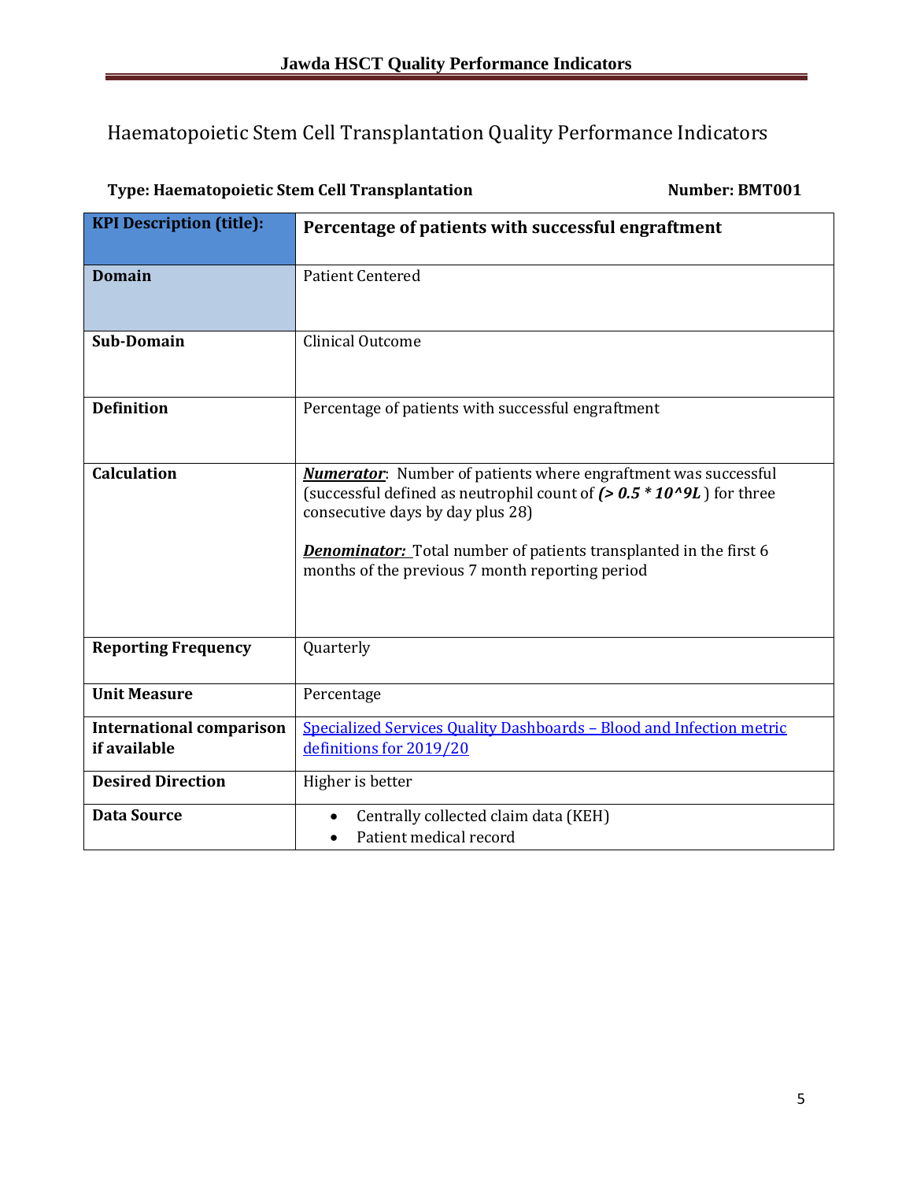# Haematopoietic Stem Cell Transplantation Quality Performance Indicators

**Type: Haematopoietic Stem Cell Transplantation** **Number: BMT001**

| **KPI Description (title):** | **Percentage of patients with successful engraftment** |
|---|---|
| **Domain** | Patient Centered |
| **Sub-Domain** | Clinical Outcome |
| **Definition** | Percentage of patients with successful engraftment |
| **Calculation** | ***Numerator***: Number of patients where engraftment was successful (successful defined as neutrophil count of ***(> 0.5 * 10^9L*** ) for three consecutive days by day plus 28)<br><br>***Denominator:*** Total number of patients transplanted in the first 6 months of the previous 7 month reporting period |
| **Reporting Frequency** | Quarterly |
| **Unit Measure** | Percentage |
| **International comparison if available** | Specialized Services Quality Dashboards – Blood and Infection metric definitions for 2019/20 |
| **Desired Direction** | Higher is better |
| **Data Source** | • Centrally collected claim data (KEH)<br>• Patient medical record |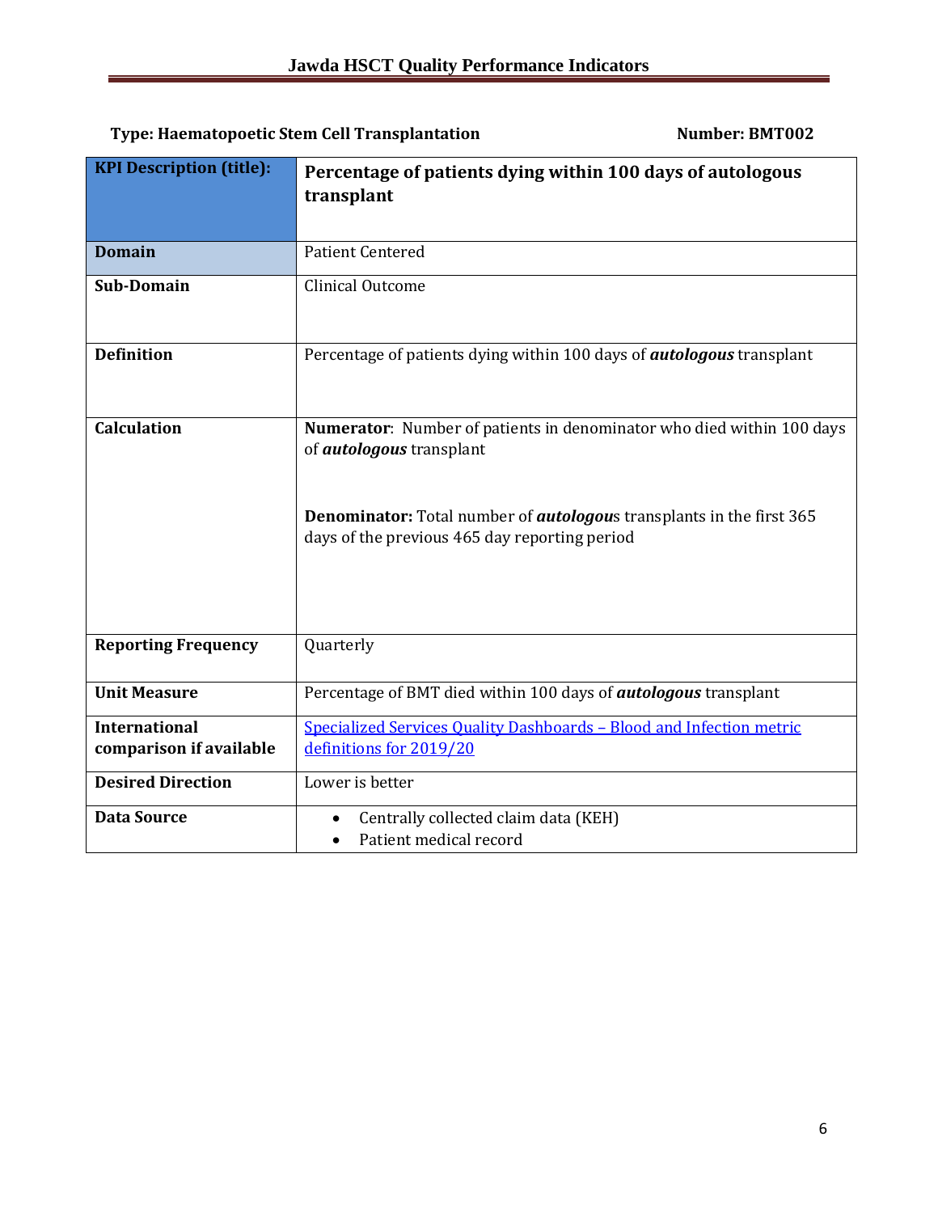**Type: Haematopoetic Stem Cell Transplantation** **Number: BMT002**

| **KPI Description (title):** | **Percentage of patients dying within 100 days of autologous transplant** |
|---|---|
| **Domain** | Patient Centered |
| **Sub-Domain** | Clinical Outcome |
| **Definition** | Percentage of patients dying within 100 days of ***autologous*** transplant |
| **Calculation** | **Numerator**: Number of patients in denominator who died within 100 days of ***autologous*** transplant<br><br>**Denominator:** Total number of ***autologous***s transplants in the first 365 days of the previous 465 day reporting period |
| **Reporting Frequency** | Quarterly |
| **Unit Measure** | Percentage of BMT died within 100 days of ***autologous*** transplant |
| **International comparison if available** | Specialized Services Quality Dashboards – Blood and Infection metric definitions for 2019/20 |
| **Desired Direction** | Lower is better |
| **Data Source** | • Centrally collected claim data (KEH)<br>• Patient medical record |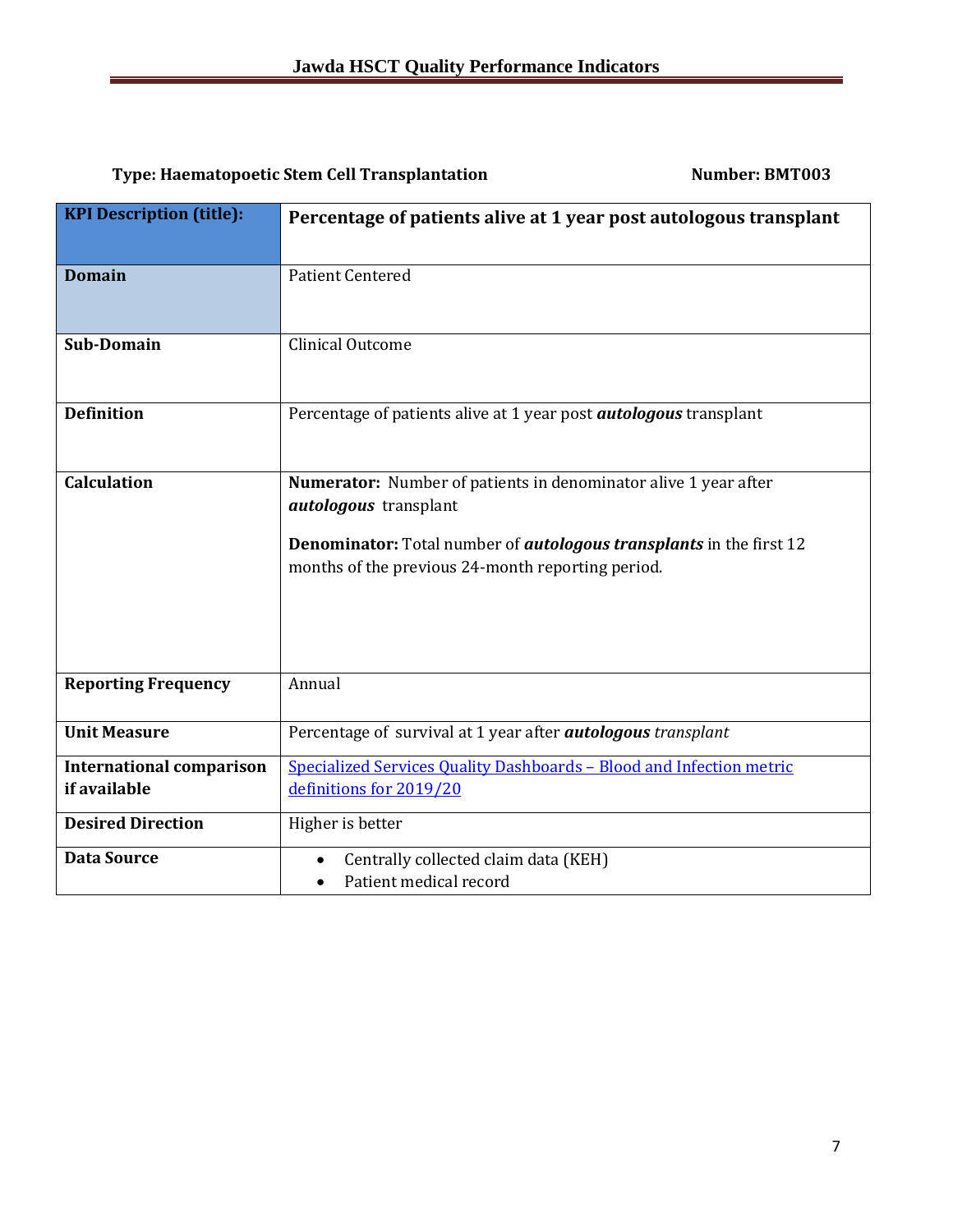**Type: Haematopoetic Stem Cell Transplantation** **Number: BMT003**

| **KPI Description (title):** | **Percentage of patients alive at 1 year post autologous transplant** |
|---|---|
| **Domain** | Patient Centered |
| **Sub-Domain** | Clinical Outcome |
| **Definition** | Percentage of patients alive at 1 year post ***autologous*** transplant |
| **Calculation** | **Numerator:** Number of patients in denominator alive 1 year after ***autologous*** transplant<br><br>**Denominator:** Total number of ***autologous transplants*** in the first 12 months of the previous 24-month reporting period. |
| **Reporting Frequency** | Annual |
| **Unit Measure** | Percentage of survival at 1 year after ***autologous*** *transplant* |
| **International comparison if available** | Specialized Services Quality Dashboards – Blood and Infection metric definitions for 2019/20 |
| **Desired Direction** | Higher is better |
| **Data Source** | • Centrally collected claim data (KEH)<br>• Patient medical record |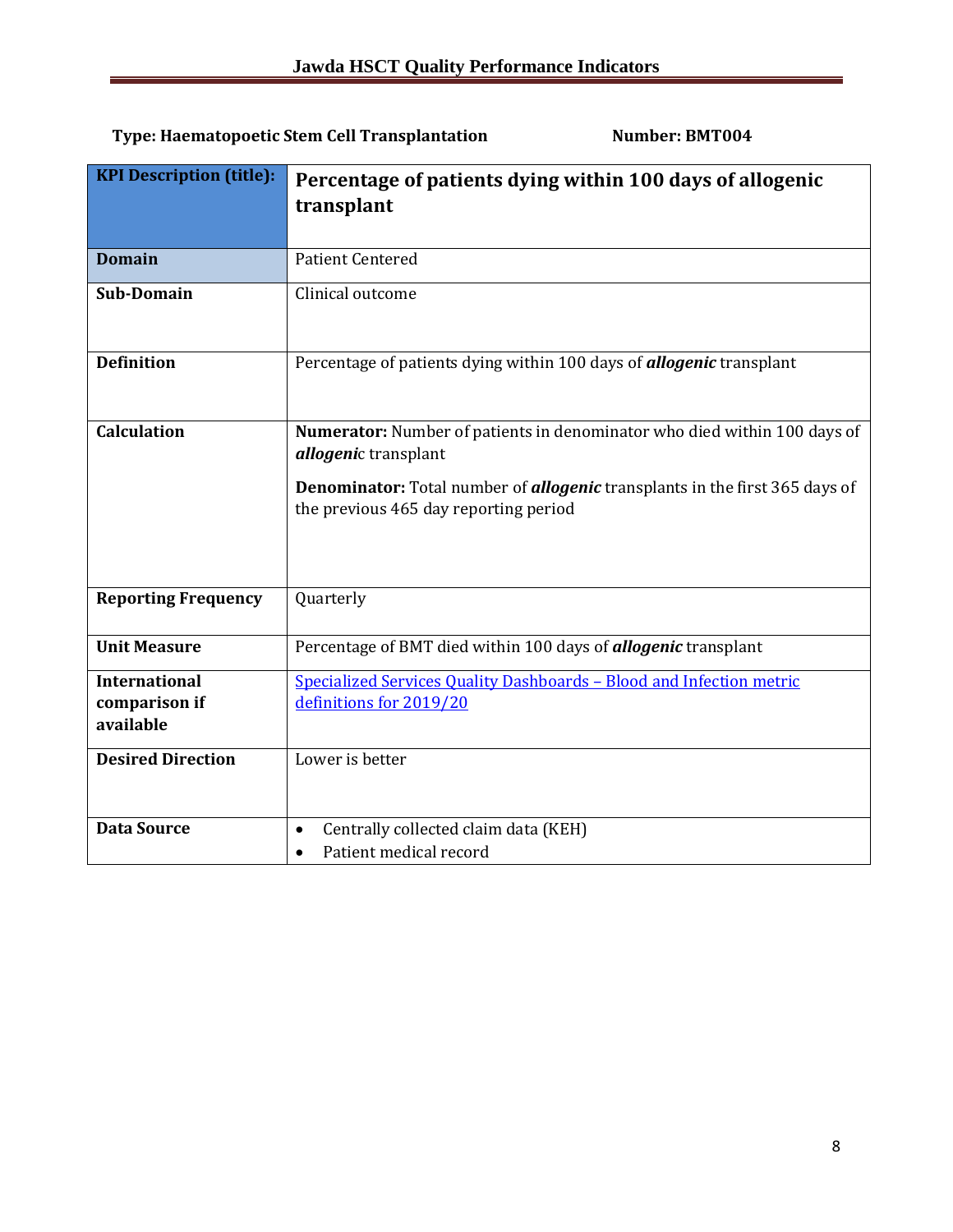**Type: Haematopoetic Stem Cell Transplantation** **Number: BMT004**

| **KPI Description (title):** | **Percentage of patients dying within 100 days of allogenic transplant** |
|---|---|
| **Domain** | Patient Centered |
| **Sub-Domain** | Clinical outcome |
| **Definition** | Percentage of patients dying within 100 days of ***allogenic*** transplant |
| **Calculation** | **Numerator:** Number of patients in denominator who died within 100 days of ***allogeni***c transplant<br><br>**Denominator:** Total number of ***allogenic*** transplants in the first 365 days of the previous 465 day reporting period |
| **Reporting Frequency** | Quarterly |
| **Unit Measure** | Percentage of BMT died within 100 days of ***allogenic*** transplant |
| **International comparison if available** | Specialized Services Quality Dashboards – Blood and Infection metric definitions for 2019/20 |
| **Desired Direction** | Lower is better |
| **Data Source** | • Centrally collected claim data (KEH)<br>• Patient medical record |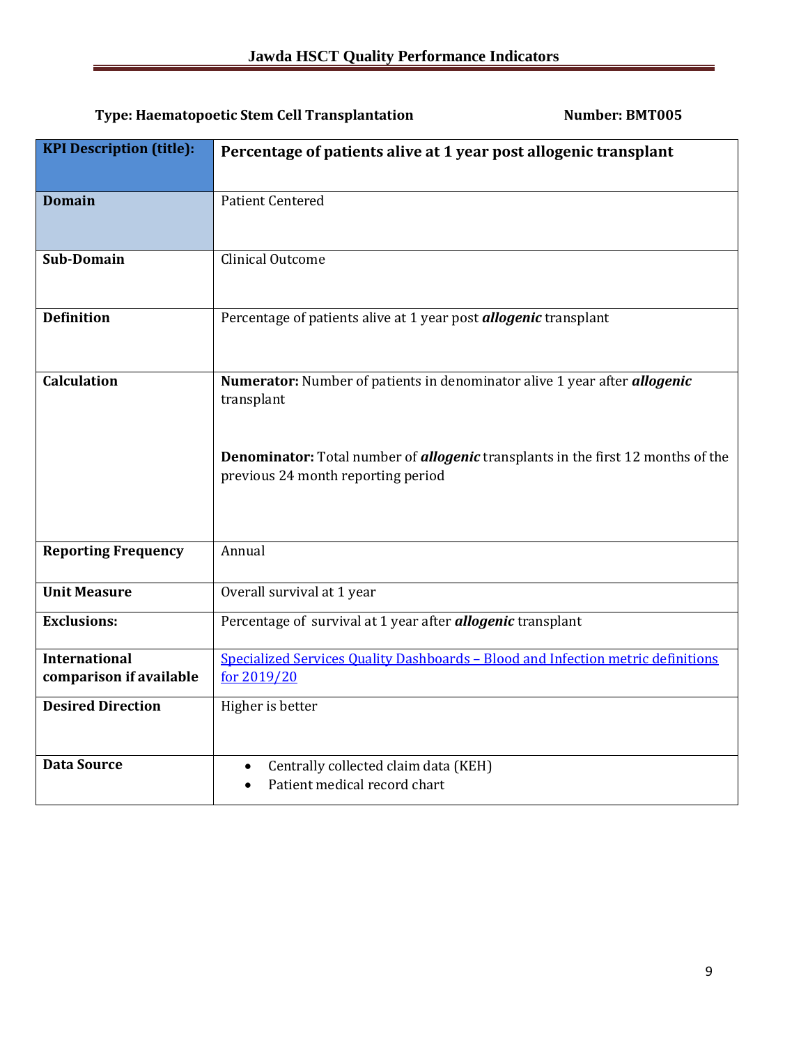**Type: Haematopoetic Stem Cell Transplantation** **Number: BMT005**

| | |
|---|---|
| **KPI Description (title):** | **Percentage of patients alive at 1 year post allogenic transplant** |
| **Domain** | Patient Centered |
| **Sub-Domain** | Clinical Outcome |
| **Definition** | Percentage of patients alive at 1 year post ***allogenic*** transplant |
| **Calculation** | **Numerator:** Number of patients in denominator alive 1 year after ***allogenic*** transplant<br><br>**Denominator:** Total number of ***allogenic*** transplants in the first 12 months of the previous 24 month reporting period |
| **Reporting Frequency** | Annual |
| **Unit Measure** | Overall survival at 1 year |
| **Exclusions:** | Percentage of survival at 1 year after ***allogenic*** transplant |
| **International comparison if available** | Specialized Services Quality Dashboards – Blood and Infection metric definitions for 2019/20 |
| **Desired Direction** | Higher is better |
| **Data Source** | • Centrally collected claim data (KEH)<br>• Patient medical record chart |